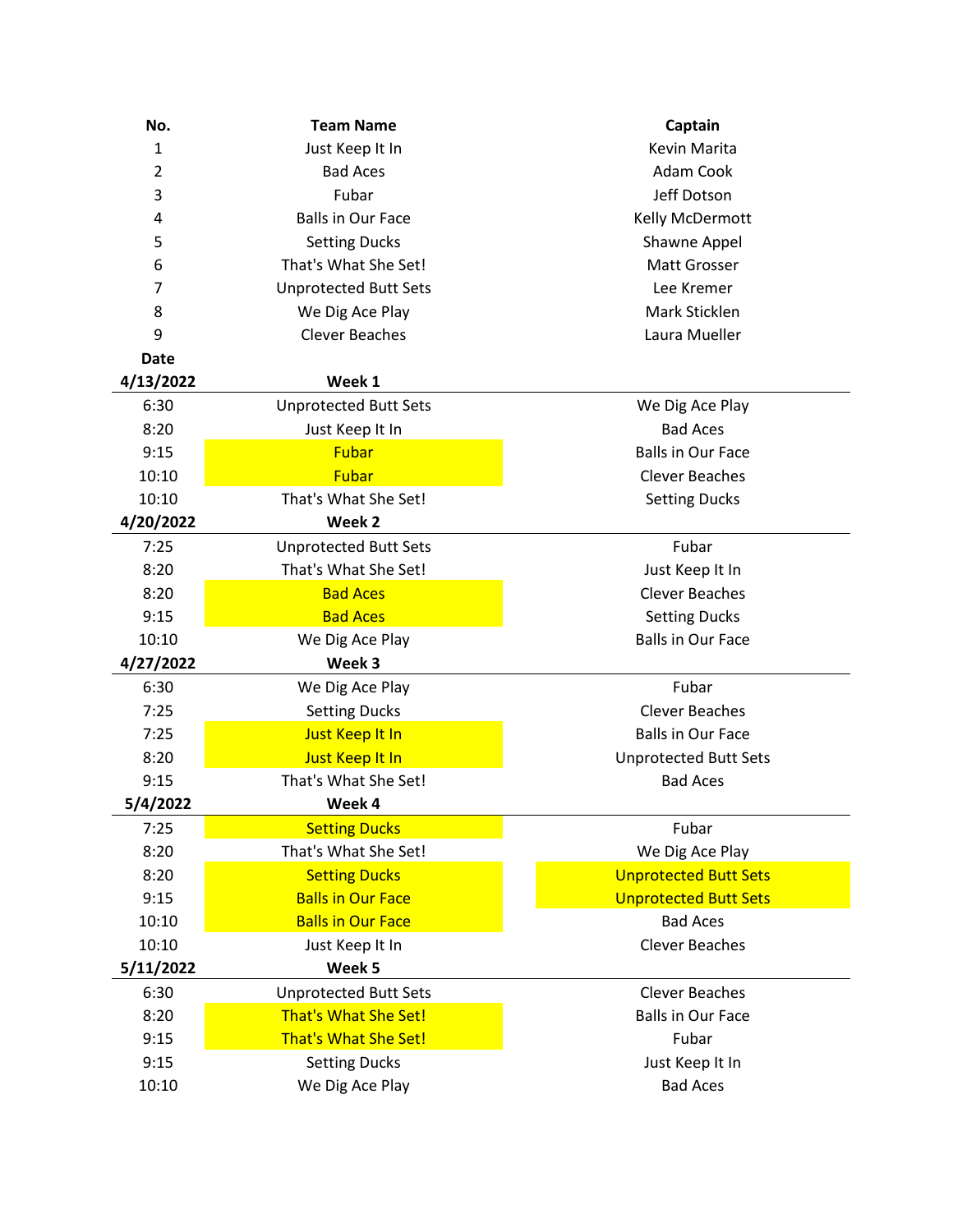| No. | Team Name | Captain |
|---|---|---|
| 1 | Just Keep It In | Kevin Marita |
| 2 | Bad Aces | Adam Cook |
| 3 | Fubar | Jeff Dotson |
| 4 | Balls in Our Face | Kelly McDermott |
| 5 | Setting Ducks | Shawne Appel |
| 6 | That's What She Set! | Matt Grosser |
| 7 | Unprotected Butt Sets | Lee Kremer |
| 8 | We Dig Ace Play | Mark Sticklen |
| 9 | Clever Beaches | Laura Mueller |

| Date | | |
|---|---|---|
| **4/13/2022** | **Week 1** | |
| 6:30 | Unprotected Butt Sets | We Dig Ace Play |
| 8:20 | Just Keep It In | Bad Aces |
| 9:15 | Fubar | Balls in Our Face |
| 10:10 | Fubar | Clever Beaches |
| 10:10 | That's What She Set! | Setting Ducks |
| **4/20/2022** | **Week 2** | |
| 7:25 | Unprotected Butt Sets | Fubar |
| 8:20 | That's What She Set! | Just Keep It In |
| 8:20 | Bad Aces | Clever Beaches |
| 9:15 | Bad Aces | Setting Ducks |
| 10:10 | We Dig Ace Play | Balls in Our Face |
| **4/27/2022** | **Week 3** | |
| 6:30 | We Dig Ace Play | Fubar |
| 7:25 | Setting Ducks | Clever Beaches |
| 7:25 | Just Keep It In | Balls in Our Face |
| 8:20 | Just Keep It In | Unprotected Butt Sets |
| 9:15 | That's What She Set! | Bad Aces |
| **5/4/2022** | **Week 4** | |
| 7:25 | Setting Ducks | Fubar |
| 8:20 | That's What She Set! | We Dig Ace Play |
| 8:20 | Setting Ducks | Unprotected Butt Sets |
| 9:15 | Balls in Our Face | Unprotected Butt Sets |
| 10:10 | Balls in Our Face | Bad Aces |
| 10:10 | Just Keep It In | Clever Beaches |
| **5/11/2022** | **Week 5** | |
| 6:30 | Unprotected Butt Sets | Clever Beaches |
| 8:20 | That's What She Set! | Balls in Our Face |
| 9:15 | That's What She Set! | Fubar |
| 9:15 | Setting Ducks | Just Keep It In |
| 10:10 | We Dig Ace Play | Bad Aces |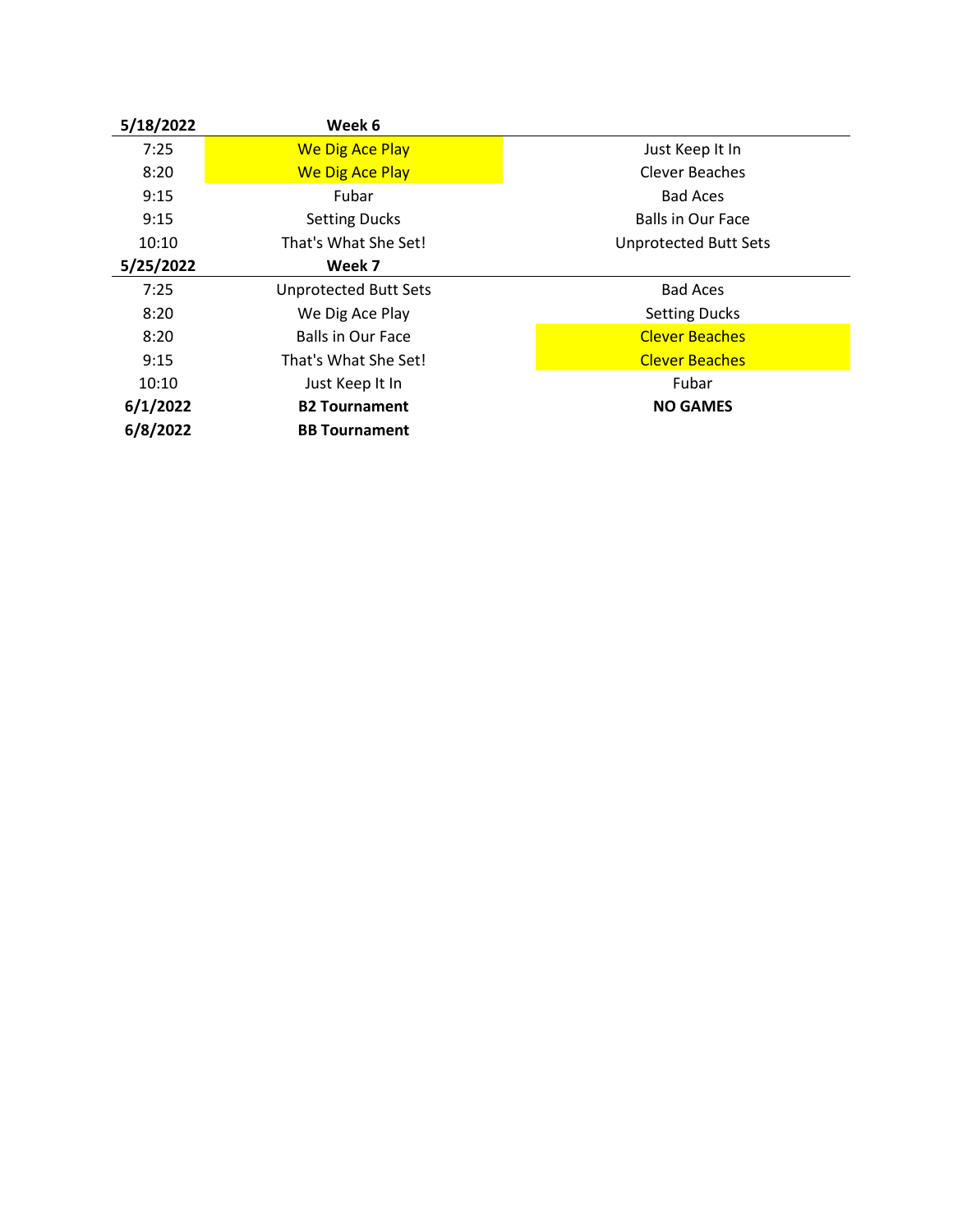| | | |
|---|---|---|
| **5/18/2022** | **Week 6** | |
| 7:25 | We Dig Ace Play | Just Keep It In |
| 8:20 | We Dig Ace Play | Clever Beaches |
| 9:15 | Fubar | Bad Aces |
| 9:15 | Setting Ducks | Balls in Our Face |
| 10:10 | That's What She Set! | Unprotected Butt Sets |
| **5/25/2022** | **Week 7** | |
| 7:25 | Unprotected Butt Sets | Bad Aces |
| 8:20 | We Dig Ace Play | Setting Ducks |
| 8:20 | Balls in Our Face | Clever Beaches |
| 9:15 | That's What She Set! | Clever Beaches |
| 10:10 | Just Keep It In | Fubar |
| **6/1/2022** | **B2 Tournament** | **NO GAMES** |
| **6/8/2022** | **BB Tournament** | |